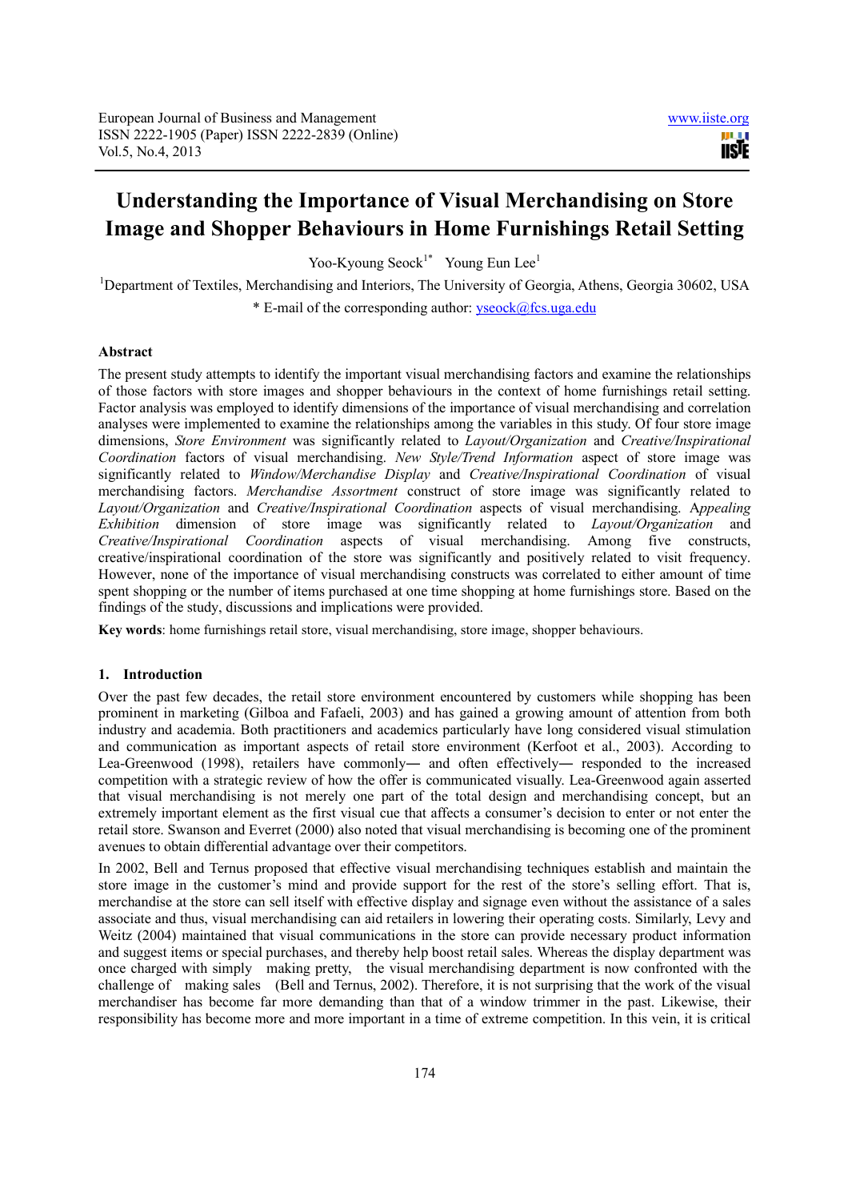# Understanding the Importance of Visual Merchandising on Store Image and Shopper Behaviours in Home Furnishings Retail Setting

Yoo-Kyoung Seock[1*] Young Eun Lee[1]

[1]Department of Textiles, Merchandising and Interiors, The University of Georgia, Athens, Georgia 30602, USA

* E-mail of the corresponding author: yseock@fcs.uga.edu

## Abstract

The present study attempts to identify the important visual merchandising factors and examine the relationships of those factors with store images and shopper behaviours in the context of home furnishings retail setting. Factor analysis was employed to identify dimensions of the importance of visual merchandising and correlation analyses were implemented to examine the relationships among the variables in this study. Of four store image dimensions, *Store Environment* was significantly related to *Layout/Organization* and *Creative/Inspirational Coordination* factors of visual merchandising. *New Style/Trend Information* aspect of store image was significantly related to *Window/Merchandise Display* and *Creative/Inspirational Coordination* of visual merchandising factors. *Merchandise Assortment* construct of store image was significantly related to *Layout/Organization* and *Creative/Inspirational Coordination* aspects of visual merchandising. A*ppealing Exhibition* dimension of store image was significantly related to *Layout/Organization* and *Creative/Inspirational Coordination* aspects of visual merchandising. Among five constructs, creative/inspirational coordination of the store was significantly and positively related to visit frequency. However, none of the importance of visual merchandising constructs was correlated to either amount of time spent shopping or the number of items purchased at one time shopping at home furnishings store. Based on the findings of the study, discussions and implications were provided.

**Key words**: home furnishings retail store, visual merchandising, store image, shopper behaviours.

## 1. Introduction

Over the past few decades, the retail store environment encountered by customers while shopping has been prominent in marketing (Gilboa and Fafaeli, 2003) and has gained a growing amount of attention from both industry and academia. Both practitioners and academics particularly have long considered visual stimulation and communication as important aspects of retail store environment (Kerfoot et al., 2003). According to Lea-Greenwood (1998), retailers have commonly― and often effectively― responded to the increased competition with a strategic review of how the offer is communicated visually. Lea-Greenwood again asserted that visual merchandising is not merely one part of the total design and merchandising concept, but an extremely important element as the first visual cue that affects a consumer's decision to enter or not enter the retail store. Swanson and Everret (2000) also noted that visual merchandising is becoming one of the prominent avenues to obtain differential advantage over their competitors.

In 2002, Bell and Ternus proposed that effective visual merchandising techniques establish and maintain the store image in the customer's mind and provide support for the rest of the store's selling effort. That is, merchandise at the store can sell itself with effective display and signage even without the assistance of a sales associate and thus, visual merchandising can aid retailers in lowering their operating costs. Similarly, Levy and Weitz (2004) maintained that visual communications in the store can provide necessary product information and suggest items or special purchases, and thereby help boost retail sales. Whereas the display department was once charged with simply making pretty, the visual merchandising department is now confronted with the challenge of making sales (Bell and Ternus, 2002). Therefore, it is not surprising that the work of the visual merchandiser has become far more demanding than that of a window trimmer in the past. Likewise, their responsibility has become more and more important in a time of extreme competition. In this vein, it is critical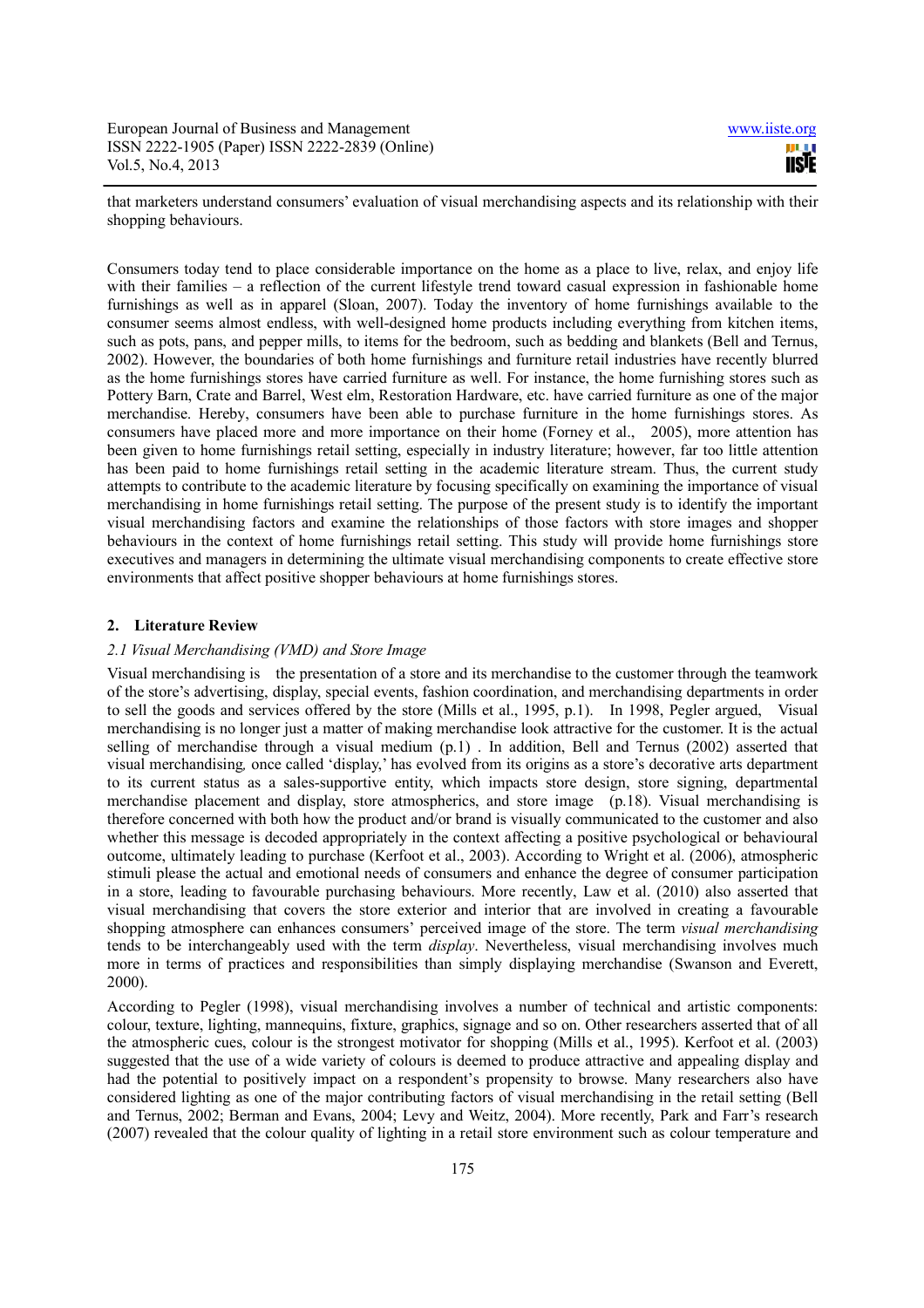that marketers understand consumers' evaluation of visual merchandising aspects and its relationship with their shopping behaviours.

Consumers today tend to place considerable importance on the home as a place to live, relax, and enjoy life with their families – a reflection of the current lifestyle trend toward casual expression in fashionable home furnishings as well as in apparel (Sloan, 2007). Today the inventory of home furnishings available to the consumer seems almost endless, with well-designed home products including everything from kitchen items, such as pots, pans, and pepper mills, to items for the bedroom, such as bedding and blankets (Bell and Ternus, 2002). However, the boundaries of both home furnishings and furniture retail industries have recently blurred as the home furnishings stores have carried furniture as well. For instance, the home furnishing stores such as Pottery Barn, Crate and Barrel, West elm, Restoration Hardware, etc. have carried furniture as one of the major merchandise. Hereby, consumers have been able to purchase furniture in the home furnishings stores. As consumers have placed more and more importance on their home (Forney et al., 2005), more attention has been given to home furnishings retail setting, especially in industry literature; however, far too little attention has been paid to home furnishings retail setting in the academic literature stream. Thus, the current study attempts to contribute to the academic literature by focusing specifically on examining the importance of visual merchandising in home furnishings retail setting. The purpose of the present study is to identify the important visual merchandising factors and examine the relationships of those factors with store images and shopper behaviours in the context of home furnishings retail setting. This study will provide home furnishings store executives and managers in determining the ultimate visual merchandising components to create effective store environments that affect positive shopper behaviours at home furnishings stores.

## 2. Literature Review

### *2.1 Visual Merchandising (VMD) and Store Image*

Visual merchandising is the presentation of a store and its merchandise to the customer through the teamwork of the store's advertising, display, special events, fashion coordination, and merchandising departments in order to sell the goods and services offered by the store (Mills et al., 1995, p.1). In 1998, Pegler argued, Visual merchandising is no longer just a matter of making merchandise look attractive for the customer. It is the actual selling of merchandise through a visual medium (p.1) . In addition, Bell and Ternus (2002) asserted that visual merchandising*,* once called 'display,' has evolved from its origins as a store's decorative arts department to its current status as a sales-supportive entity, which impacts store design, store signing, departmental merchandise placement and display, store atmospherics, and store image (p.18). Visual merchandising is therefore concerned with both how the product and/or brand is visually communicated to the customer and also whether this message is decoded appropriately in the context affecting a positive psychological or behavioural outcome, ultimately leading to purchase (Kerfoot et al., 2003). According to Wright et al. (2006), atmospheric stimuli please the actual and emotional needs of consumers and enhance the degree of consumer participation in a store, leading to favourable purchasing behaviours. More recently, Law et al. (2010) also asserted that visual merchandising that covers the store exterior and interior that are involved in creating a favourable shopping atmosphere can enhances consumers' perceived image of the store. The term *visual merchandising* tends to be interchangeably used with the term *display*. Nevertheless, visual merchandising involves much more in terms of practices and responsibilities than simply displaying merchandise (Swanson and Everett, 2000).

According to Pegler (1998), visual merchandising involves a number of technical and artistic components: colour, texture, lighting, mannequins, fixture, graphics, signage and so on. Other researchers asserted that of all the atmospheric cues, colour is the strongest motivator for shopping (Mills et al., 1995). Kerfoot et al. (2003) suggested that the use of a wide variety of colours is deemed to produce attractive and appealing display and had the potential to positively impact on a respondent's propensity to browse. Many researchers also have considered lighting as one of the major contributing factors of visual merchandising in the retail setting (Bell and Ternus, 2002; Berman and Evans, 2004; Levy and Weitz, 2004). More recently, Park and Farr's research (2007) revealed that the colour quality of lighting in a retail store environment such as colour temperature and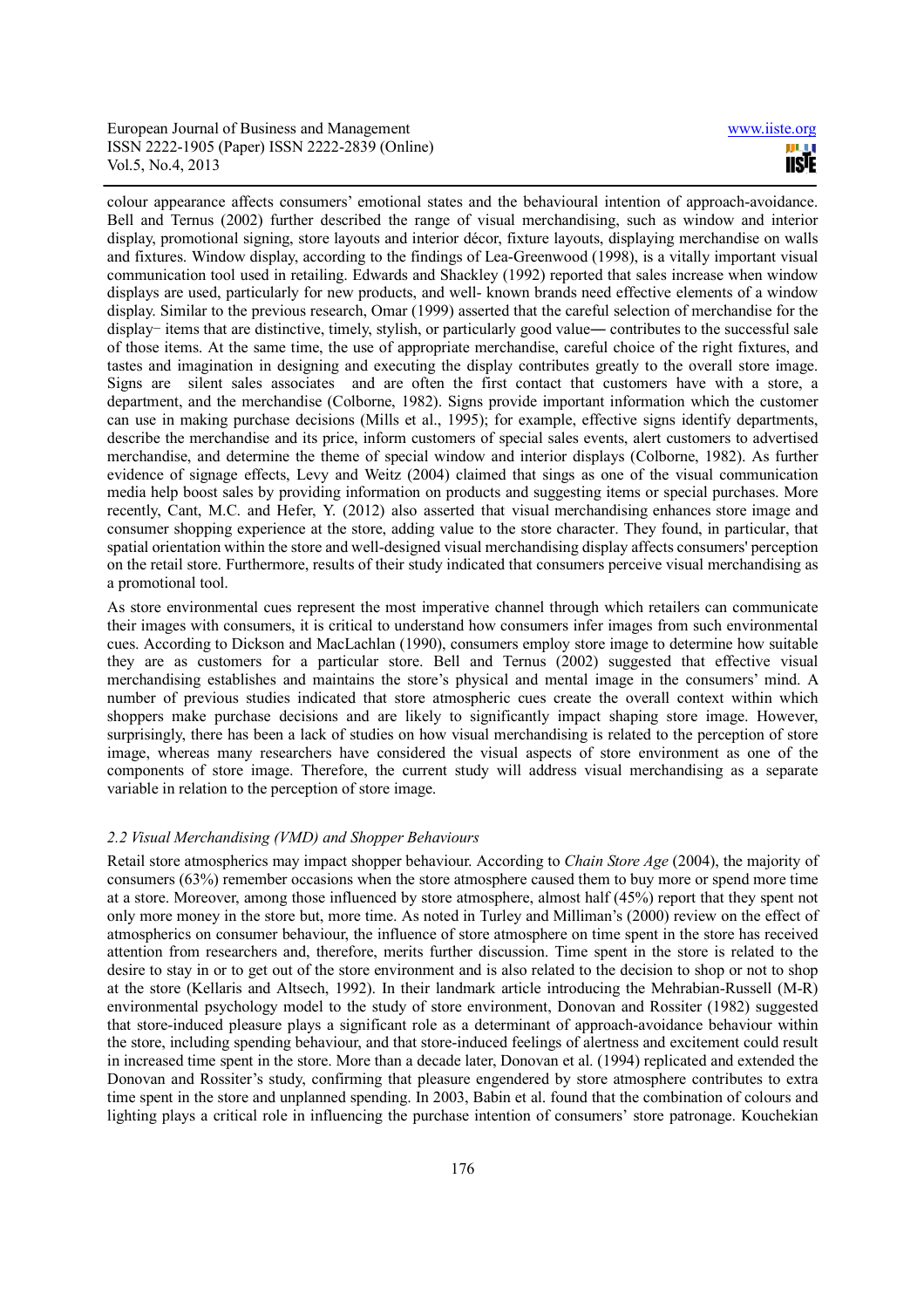colour appearance affects consumers' emotional states and the behavioural intention of approach-avoidance. Bell and Ternus (2002) further described the range of visual merchandising, such as window and interior display, promotional signing, store layouts and interior décor, fixture layouts, displaying merchandise on walls and fixtures. Window display, according to the findings of Lea-Greenwood (1998), is a vitally important visual communication tool used in retailing. Edwards and Shackley (1992) reported that sales increase when window displays are used, particularly for new products, and well- known brands need effective elements of a window display. Similar to the previous research, Omar (1999) asserted that the careful selection of merchandise for the display– items that are distinctive, timely, stylish, or particularly good value― contributes to the successful sale of those items. At the same time, the use of appropriate merchandise, careful choice of the right fixtures, and tastes and imagination in designing and executing the display contributes greatly to the overall store image. Signs are silent sales associates and are often the first contact that customers have with a store, a department, and the merchandise (Colborne, 1982). Signs provide important information which the customer can use in making purchase decisions (Mills et al., 1995); for example, effective signs identify departments, describe the merchandise and its price, inform customers of special sales events, alert customers to advertised merchandise, and determine the theme of special window and interior displays (Colborne, 1982). As further evidence of signage effects, Levy and Weitz (2004) claimed that sings as one of the visual communication media help boost sales by providing information on products and suggesting items or special purchases. More recently, Cant, M.C. and Hefer, Y. (2012) also asserted that visual merchandising enhances store image and consumer shopping experience at the store, adding value to the store character. They found, in particular, that spatial orientation within the store and well-designed visual merchandising display affects consumers' perception on the retail store. Furthermore, results of their study indicated that consumers perceive visual merchandising as a promotional tool.

As store environmental cues represent the most imperative channel through which retailers can communicate their images with consumers, it is critical to understand how consumers infer images from such environmental cues. According to Dickson and MacLachlan (1990), consumers employ store image to determine how suitable they are as customers for a particular store. Bell and Ternus (2002) suggested that effective visual merchandising establishes and maintains the store's physical and mental image in the consumers' mind. A number of previous studies indicated that store atmospheric cues create the overall context within which shoppers make purchase decisions and are likely to significantly impact shaping store image. However, surprisingly, there has been a lack of studies on how visual merchandising is related to the perception of store image, whereas many researchers have considered the visual aspects of store environment as one of the components of store image. Therefore, the current study will address visual merchandising as a separate variable in relation to the perception of store image.

### *2.2 Visual Merchandising (VMD) and Shopper Behaviours*

Retail store atmospherics may impact shopper behaviour. According to *Chain Store Age* (2004), the majority of consumers (63%) remember occasions when the store atmosphere caused them to buy more or spend more time at a store. Moreover, among those influenced by store atmosphere, almost half (45%) report that they spent not only more money in the store but, more time. As noted in Turley and Milliman's (2000) review on the effect of atmospherics on consumer behaviour, the influence of store atmosphere on time spent in the store has received attention from researchers and, therefore, merits further discussion. Time spent in the store is related to the desire to stay in or to get out of the store environment and is also related to the decision to shop or not to shop at the store (Kellaris and Altsech, 1992). In their landmark article introducing the Mehrabian-Russell (M-R) environmental psychology model to the study of store environment, Donovan and Rossiter (1982) suggested that store-induced pleasure plays a significant role as a determinant of approach-avoidance behaviour within the store, including spending behaviour, and that store-induced feelings of alertness and excitement could result in increased time spent in the store. More than a decade later, Donovan et al. (1994) replicated and extended the Donovan and Rossiter's study, confirming that pleasure engendered by store atmosphere contributes to extra time spent in the store and unplanned spending. In 2003, Babin et al. found that the combination of colours and lighting plays a critical role in influencing the purchase intention of consumers' store patronage. Kouchekian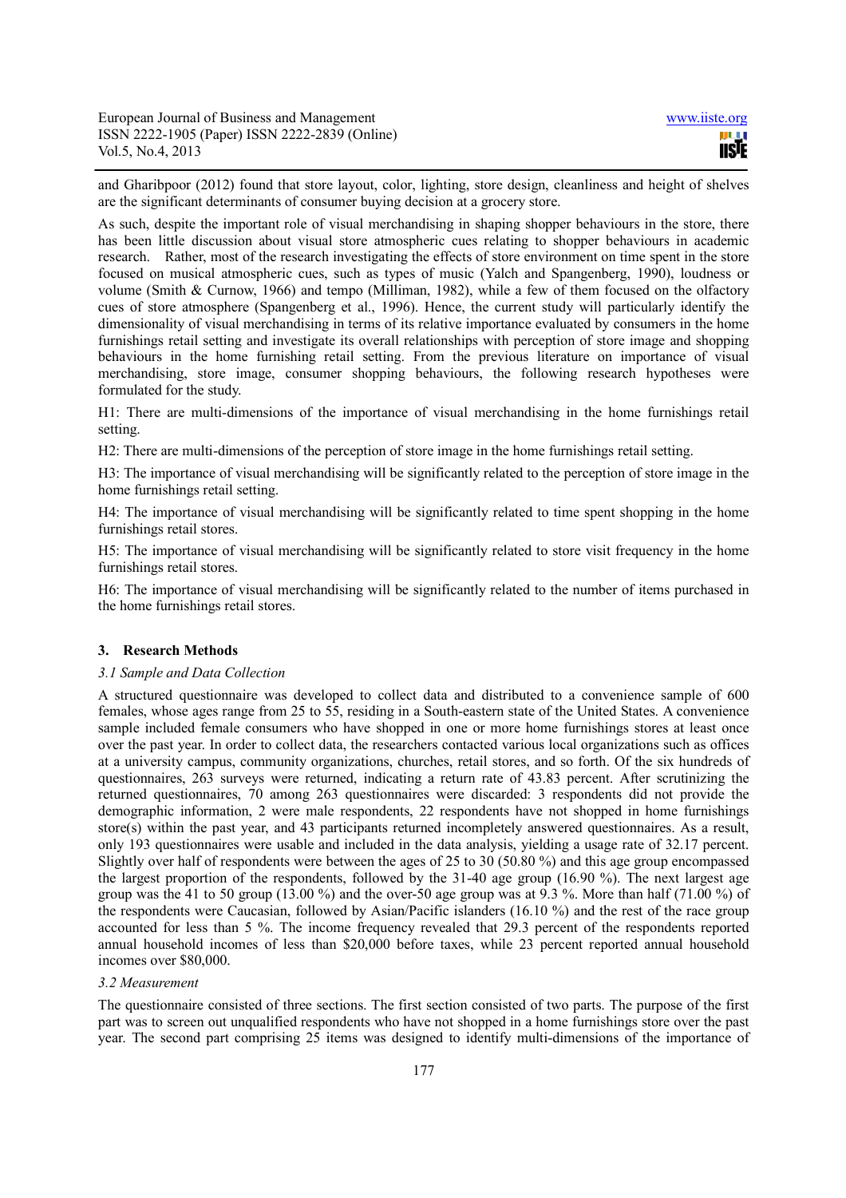and Gharibpoor (2012) found that store layout, color, lighting, store design, cleanliness and height of shelves are the significant determinants of consumer buying decision at a grocery store.

As such, despite the important role of visual merchandising in shaping shopper behaviours in the store, there has been little discussion about visual store atmospheric cues relating to shopper behaviours in academic research. Rather, most of the research investigating the effects of store environment on time spent in the store focused on musical atmospheric cues, such as types of music (Yalch and Spangenberg, 1990), loudness or volume (Smith & Curnow, 1966) and tempo (Milliman, 1982), while a few of them focused on the olfactory cues of store atmosphere (Spangenberg et al., 1996). Hence, the current study will particularly identify the dimensionality of visual merchandising in terms of its relative importance evaluated by consumers in the home furnishings retail setting and investigate its overall relationships with perception of store image and shopping behaviours in the home furnishing retail setting. From the previous literature on importance of visual merchandising, store image, consumer shopping behaviours, the following research hypotheses were formulated for the study.

H1: There are multi-dimensions of the importance of visual merchandising in the home furnishings retail setting.

H2: There are multi-dimensions of the perception of store image in the home furnishings retail setting.

H3: The importance of visual merchandising will be significantly related to the perception of store image in the home furnishings retail setting.

H4: The importance of visual merchandising will be significantly related to time spent shopping in the home furnishings retail stores.

H5: The importance of visual merchandising will be significantly related to store visit frequency in the home furnishings retail stores.

H6: The importance of visual merchandising will be significantly related to the number of items purchased in the home furnishings retail stores.

## 3. Research Methods

### *3.1 Sample and Data Collection*

A structured questionnaire was developed to collect data and distributed to a convenience sample of 600 females, whose ages range from 25 to 55, residing in a South-eastern state of the United States. A convenience sample included female consumers who have shopped in one or more home furnishings stores at least once over the past year. In order to collect data, the researchers contacted various local organizations such as offices at a university campus, community organizations, churches, retail stores, and so forth. Of the six hundreds of questionnaires, 263 surveys were returned, indicating a return rate of 43.83 percent. After scrutinizing the returned questionnaires, 70 among 263 questionnaires were discarded: 3 respondents did not provide the demographic information, 2 were male respondents, 22 respondents have not shopped in home furnishings store(s) within the past year, and 43 participants returned incompletely answered questionnaires. As a result, only 193 questionnaires were usable and included in the data analysis, yielding a usage rate of 32.17 percent. Slightly over half of respondents were between the ages of 25 to 30 (50.80 %) and this age group encompassed the largest proportion of the respondents, followed by the 31-40 age group (16.90 %). The next largest age group was the 41 to 50 group (13.00 %) and the over-50 age group was at 9.3 %. More than half (71.00 %) of the respondents were Caucasian, followed by Asian/Pacific islanders (16.10 %) and the rest of the race group accounted for less than 5 %. The income frequency revealed that 29.3 percent of the respondents reported annual household incomes of less than $20,000 before taxes, while 23 percent reported annual household incomes over $80,000.

### *3.2 Measurement*

The questionnaire consisted of three sections. The first section consisted of two parts. The purpose of the first part was to screen out unqualified respondents who have not shopped in a home furnishings store over the past year. The second part comprising 25 items was designed to identify multi-dimensions of the importance of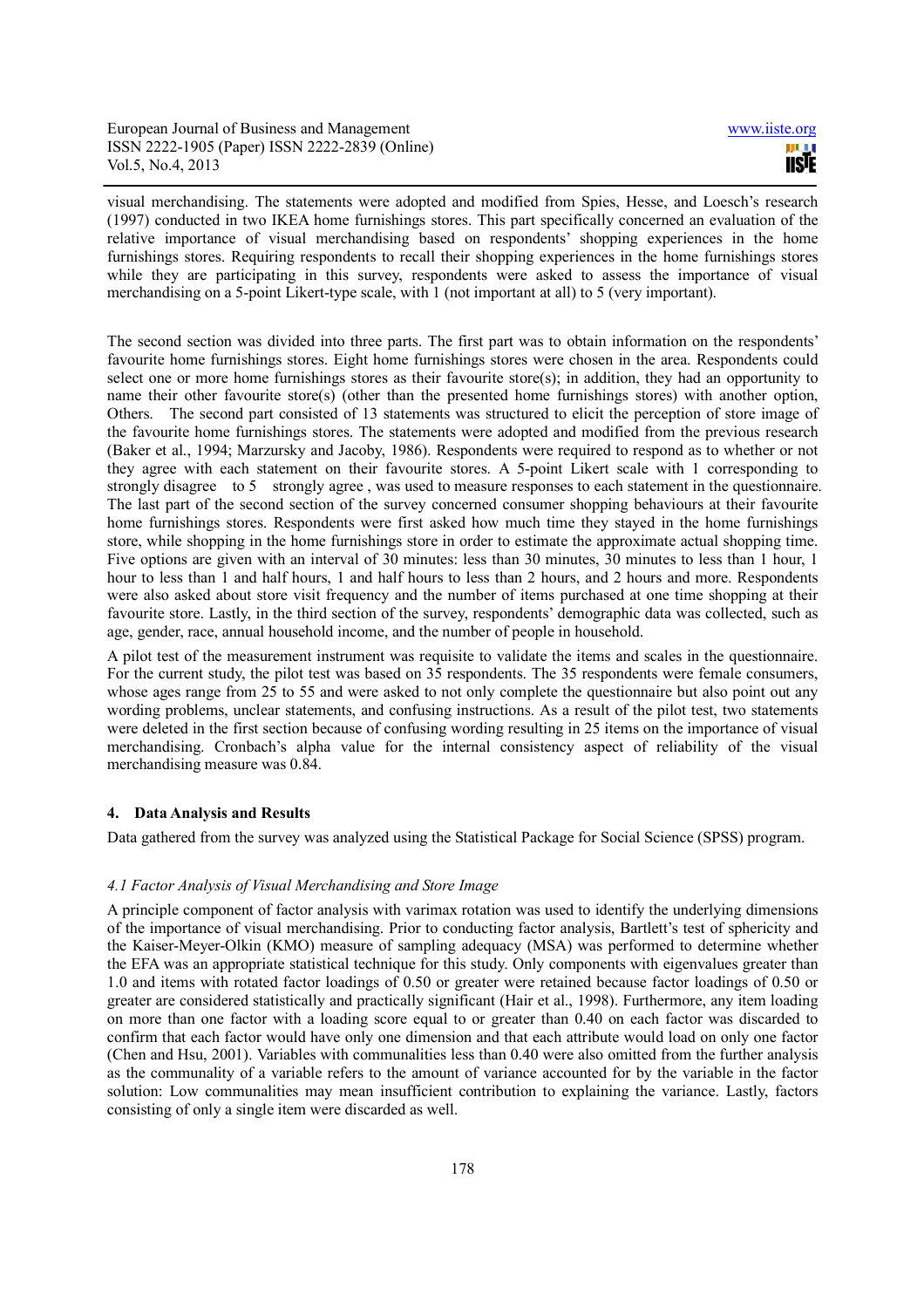visual merchandising. The statements were adopted and modified from Spies, Hesse, and Loesch's research (1997) conducted in two IKEA home furnishings stores. This part specifically concerned an evaluation of the relative importance of visual merchandising based on respondents' shopping experiences in the home furnishings stores. Requiring respondents to recall their shopping experiences in the home furnishings stores while they are participating in this survey, respondents were asked to assess the importance of visual merchandising on a 5-point Likert-type scale, with 1 (not important at all) to 5 (very important).

The second section was divided into three parts. The first part was to obtain information on the respondents' favourite home furnishings stores. Eight home furnishings stores were chosen in the area. Respondents could select one or more home furnishings stores as their favourite store(s); in addition, they had an opportunity to name their other favourite store(s) (other than the presented home furnishings stores) with another option, Others. The second part consisted of 13 statements was structured to elicit the perception of store image of the favourite home furnishings stores. The statements were adopted and modified from the previous research (Baker et al., 1994; Marzursky and Jacoby, 1986). Respondents were required to respond as to whether or not they agree with each statement on their favourite stores. A 5-point Likert scale with 1 corresponding to strongly disagree to 5 strongly agree , was used to measure responses to each statement in the questionnaire. The last part of the second section of the survey concerned consumer shopping behaviours at their favourite home furnishings stores. Respondents were first asked how much time they stayed in the home furnishings store, while shopping in the home furnishings store in order to estimate the approximate actual shopping time. Five options are given with an interval of 30 minutes: less than 30 minutes, 30 minutes to less than 1 hour, 1 hour to less than 1 and half hours, 1 and half hours to less than 2 hours, and 2 hours and more. Respondents were also asked about store visit frequency and the number of items purchased at one time shopping at their favourite store. Lastly, in the third section of the survey, respondents' demographic data was collected, such as age, gender, race, annual household income, and the number of people in household.

A pilot test of the measurement instrument was requisite to validate the items and scales in the questionnaire. For the current study, the pilot test was based on 35 respondents. The 35 respondents were female consumers, whose ages range from 25 to 55 and were asked to not only complete the questionnaire but also point out any wording problems, unclear statements, and confusing instructions. As a result of the pilot test, two statements were deleted in the first section because of confusing wording resulting in 25 items on the importance of visual merchandising. Cronbach's alpha value for the internal consistency aspect of reliability of the visual merchandising measure was 0.84.

## 4. Data Analysis and Results

Data gathered from the survey was analyzed using the Statistical Package for Social Science (SPSS) program.

### *4.1 Factor Analysis of Visual Merchandising and Store Image*

A principle component of factor analysis with varimax rotation was used to identify the underlying dimensions of the importance of visual merchandising. Prior to conducting factor analysis, Bartlett's test of sphericity and the Kaiser-Meyer-Olkin (KMO) measure of sampling adequacy (MSA) was performed to determine whether the EFA was an appropriate statistical technique for this study. Only components with eigenvalues greater than 1.0 and items with rotated factor loadings of 0.50 or greater were retained because factor loadings of 0.50 or greater are considered statistically and practically significant (Hair et al., 1998). Furthermore, any item loading on more than one factor with a loading score equal to or greater than 0.40 on each factor was discarded to confirm that each factor would have only one dimension and that each attribute would load on only one factor (Chen and Hsu, 2001). Variables with communalities less than 0.40 were also omitted from the further analysis as the communality of a variable refers to the amount of variance accounted for by the variable in the factor solution: Low communalities may mean insufficient contribution to explaining the variance. Lastly, factors consisting of only a single item were discarded as well.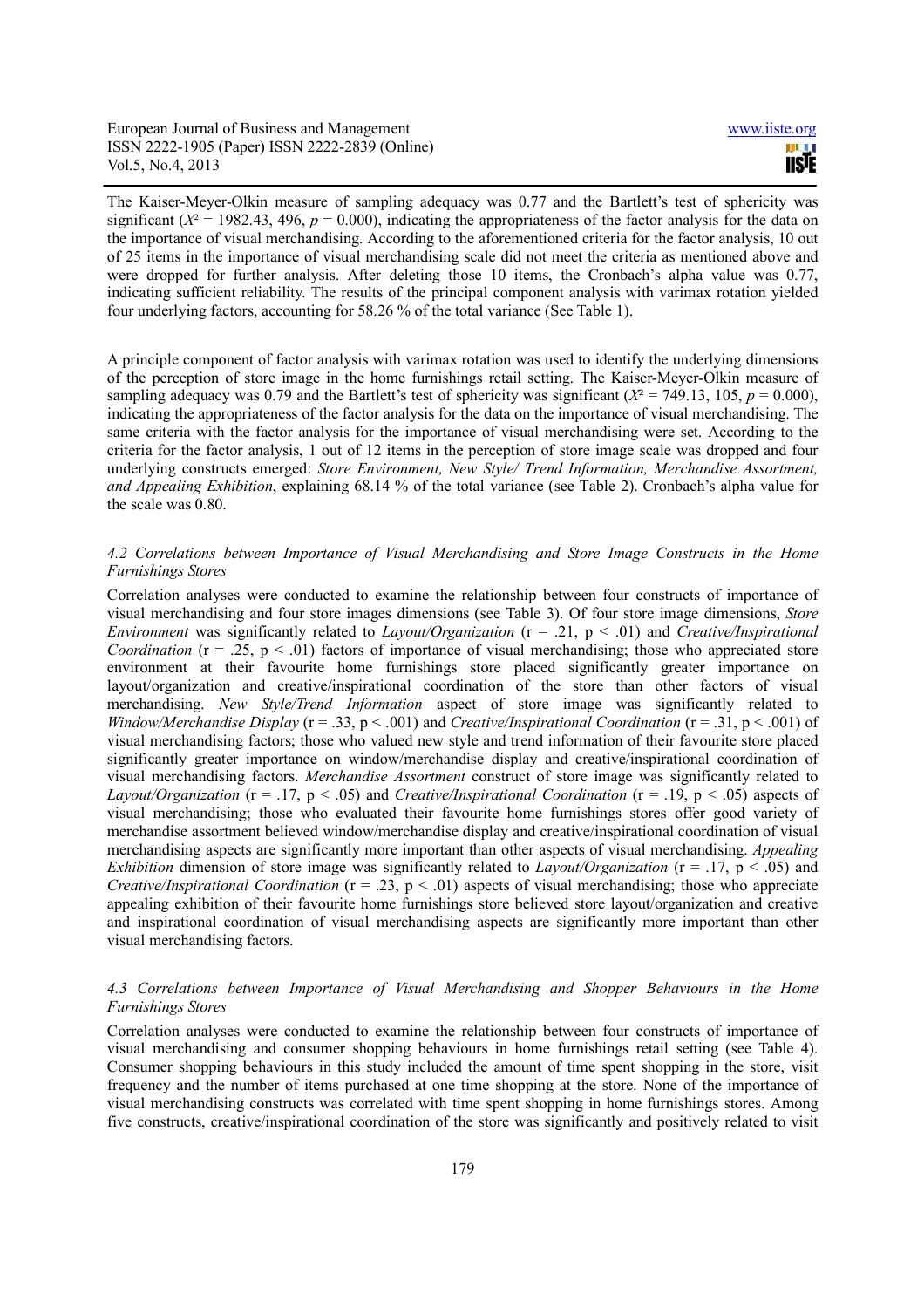The Kaiser-Meyer-Olkin measure of sampling adequacy was 0.77 and the Bartlett's test of sphericity was significant ($X^2$ = 1982.43, 496, $p$ = 0.000), indicating the appropriateness of the factor analysis for the data on the importance of visual merchandising. According to the aforementioned criteria for the factor analysis, 10 out of 25 items in the importance of visual merchandising scale did not meet the criteria as mentioned above and were dropped for further analysis. After deleting those 10 items, the Cronbach's alpha value was 0.77, indicating sufficient reliability. The results of the principal component analysis with varimax rotation yielded four underlying factors, accounting for 58.26 % of the total variance (See Table 1).

A principle component of factor analysis with varimax rotation was used to identify the underlying dimensions of the perception of store image in the home furnishings retail setting. The Kaiser-Meyer-Olkin measure of sampling adequacy was 0.79 and the Bartlett's test of sphericity was significant ($X^2$ = 749.13, 105, $p$ = 0.000), indicating the appropriateness of the factor analysis for the data on the importance of visual merchandising. The same criteria with the factor analysis for the importance of visual merchandising were set. According to the criteria for the factor analysis, 1 out of 12 items in the perception of store image scale was dropped and four underlying constructs emerged: *Store Environment, New Style/ Trend Information, Merchandise Assortment, and Appealing Exhibition*, explaining 68.14 % of the total variance (see Table 2). Cronbach's alpha value for the scale was 0.80.

### *4.2 Correlations between Importance of Visual Merchandising and Store Image Constructs in the Home Furnishings Stores*

Correlation analyses were conducted to examine the relationship between four constructs of importance of visual merchandising and four store images dimensions (see Table 3). Of four store image dimensions, *Store Environment* was significantly related to *Layout/Organization* ($r = .21$, $p < .01$) and *Creative/Inspirational Coordination* ($r = .25$, $p < .01$) factors of importance of visual merchandising; those who appreciated store environment at their favourite home furnishings store placed significantly greater importance on layout/organization and creative/inspirational coordination of the store than other factors of visual merchandising. *New Style/Trend Information* aspect of store image was significantly related to *Window/Merchandise Display* ($r = .33$, $p < .001$) and *Creative/Inspirational Coordination* ($r = .31$, $p < .001$) of visual merchandising factors; those who valued new style and trend information of their favourite store placed significantly greater importance on window/merchandise display and creative/inspirational coordination of visual merchandising factors. *Merchandise Assortment* construct of store image was significantly related to *Layout/Organization* ($r = .17$, $p < .05$) and *Creative/Inspirational Coordination* ($r = .19$, $p < .05$) aspects of visual merchandising; those who evaluated their favourite home furnishings stores offer good variety of merchandise assortment believed window/merchandise display and creative/inspirational coordination of visual merchandising aspects are significantly more important than other aspects of visual merchandising. *Appealing Exhibition* dimension of store image was significantly related to *Layout/Organization* ($r = .17$, $p < .05$) and *Creative/Inspirational Coordination* ($r = .23$, $p < .01$) aspects of visual merchandising; those who appreciate appealing exhibition of their favourite home furnishings store believed store layout/organization and creative and inspirational coordination of visual merchandising aspects are significantly more important than other visual merchandising factors.

### *4.3 Correlations between Importance of Visual Merchandising and Shopper Behaviours in the Home Furnishings Stores*

Correlation analyses were conducted to examine the relationship between four constructs of importance of visual merchandising and consumer shopping behaviours in home furnishings retail setting (see Table 4). Consumer shopping behaviours in this study included the amount of time spent shopping in the store, visit frequency and the number of items purchased at one time shopping at the store. None of the importance of visual merchandising constructs was correlated with time spent shopping in home furnishings stores. Among five constructs, creative/inspirational coordination of the store was significantly and positively related to visit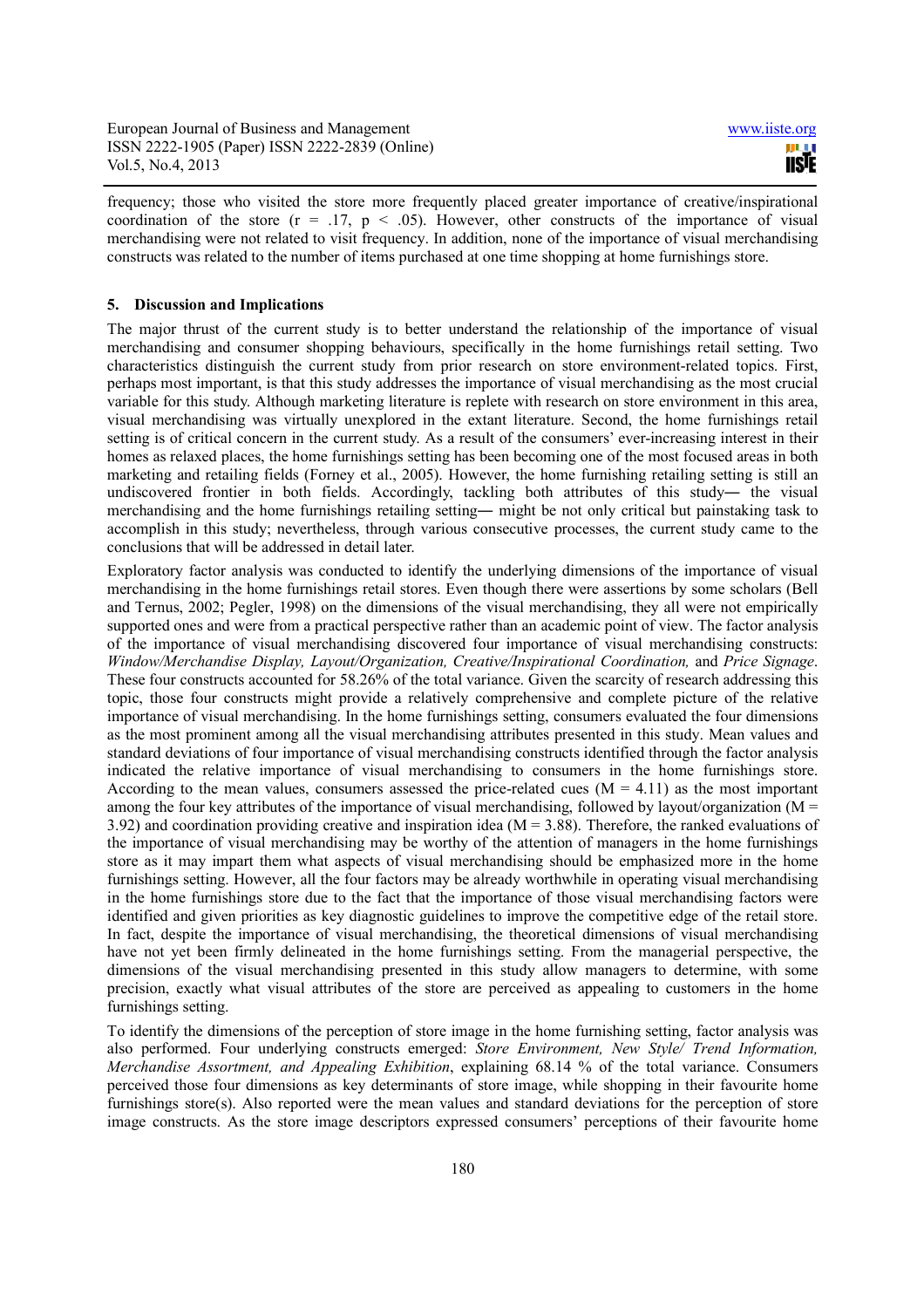frequency; those who visited the store more frequently placed greater importance of creative/inspirational coordination of the store ($r = .17$, $p < .05$). However, other constructs of the importance of visual merchandising were not related to visit frequency. In addition, none of the importance of visual merchandising constructs was related to the number of items purchased at one time shopping at home furnishings store.

## 5. Discussion and Implications

The major thrust of the current study is to better understand the relationship of the importance of visual merchandising and consumer shopping behaviours, specifically in the home furnishings retail setting. Two characteristics distinguish the current study from prior research on store environment-related topics. First, perhaps most important, is that this study addresses the importance of visual merchandising as the most crucial variable for this study. Although marketing literature is replete with research on store environment in this area, visual merchandising was virtually unexplored in the extant literature. Second, the home furnishings retail setting is of critical concern in the current study. As a result of the consumers' ever-increasing interest in their homes as relaxed places, the home furnishings setting has been becoming one of the most focused areas in both marketing and retailing fields (Forney et al., 2005). However, the home furnishing retailing setting is still an undiscovered frontier in both fields. Accordingly, tackling both attributes of this study― the visual merchandising and the home furnishings retailing setting― might be not only critical but painstaking task to accomplish in this study; nevertheless, through various consecutive processes, the current study came to the conclusions that will be addressed in detail later.

Exploratory factor analysis was conducted to identify the underlying dimensions of the importance of visual merchandising in the home furnishings retail stores. Even though there were assertions by some scholars (Bell and Ternus, 2002; Pegler, 1998) on the dimensions of the visual merchandising, they all were not empirically supported ones and were from a practical perspective rather than an academic point of view. The factor analysis of the importance of visual merchandising discovered four importance of visual merchandising constructs: *Window/Merchandise Display, Layout/Organization, Creative/Inspirational Coordination,* and *Price Signage*. These four constructs accounted for 58.26% of the total variance. Given the scarcity of research addressing this topic, those four constructs might provide a relatively comprehensive and complete picture of the relative importance of visual merchandising. In the home furnishings setting, consumers evaluated the four dimensions as the most prominent among all the visual merchandising attributes presented in this study. Mean values and standard deviations of four importance of visual merchandising constructs identified through the factor analysis indicated the relative importance of visual merchandising to consumers in the home furnishings store. According to the mean values, consumers assessed the price-related cues ($M = 4.11$) as the most important among the four key attributes of the importance of visual merchandising, followed by layout/organization ($M = 3.92$) and coordination providing creative and inspiration idea ($M = 3.88$). Therefore, the ranked evaluations of the importance of visual merchandising may be worthy of the attention of managers in the home furnishings store as it may impart them what aspects of visual merchandising should be emphasized more in the home furnishings setting. However, all the four factors may be already worthwhile in operating visual merchandising in the home furnishings store due to the fact that the importance of those visual merchandising factors were identified and given priorities as key diagnostic guidelines to improve the competitive edge of the retail store. In fact, despite the importance of visual merchandising, the theoretical dimensions of visual merchandising have not yet been firmly delineated in the home furnishings setting. From the managerial perspective, the dimensions of the visual merchandising presented in this study allow managers to determine, with some precision, exactly what visual attributes of the store are perceived as appealing to customers in the home furnishings setting.

To identify the dimensions of the perception of store image in the home furnishing setting, factor analysis was also performed. Four underlying constructs emerged: *Store Environment, New Style/ Trend Information, Merchandise Assortment, and Appealing Exhibition*, explaining 68.14 % of the total variance. Consumers perceived those four dimensions as key determinants of store image, while shopping in their favourite home furnishings store(s). Also reported were the mean values and standard deviations for the perception of store image constructs. As the store image descriptors expressed consumers' perceptions of their favourite home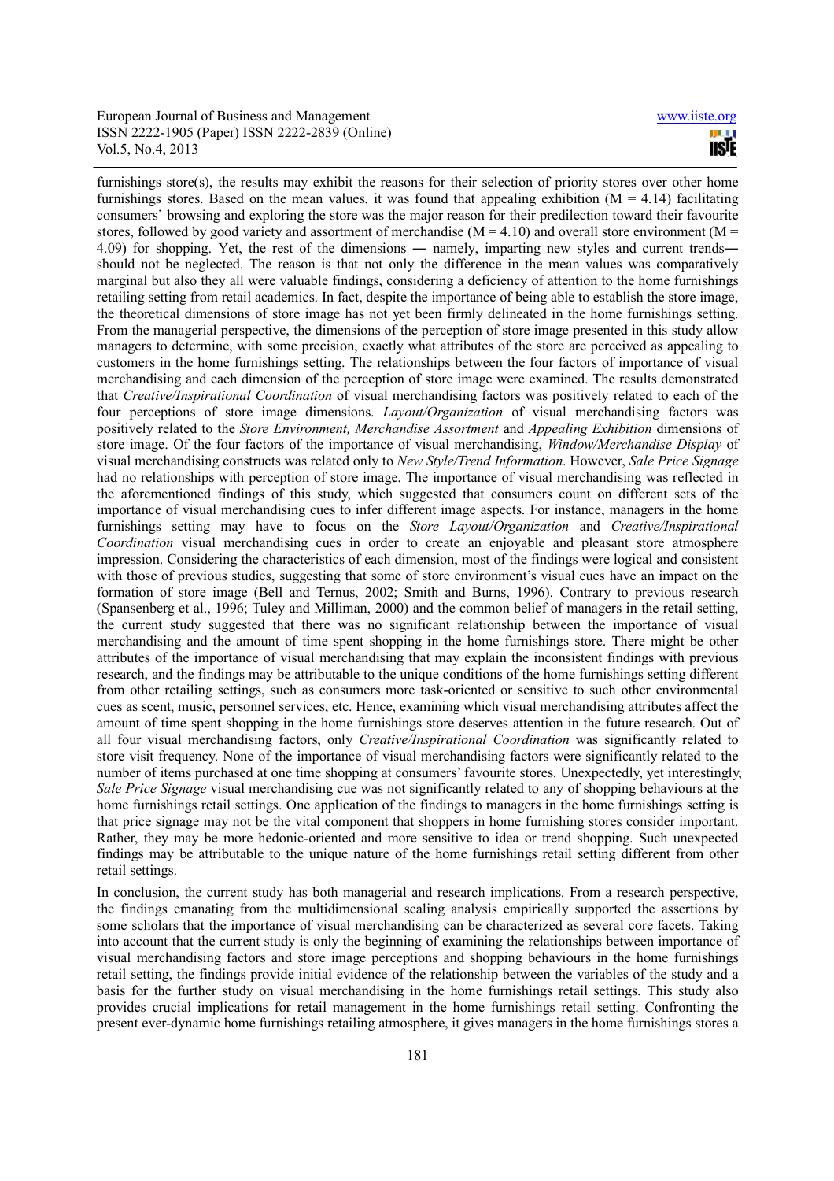furnishings store(s), the results may exhibit the reasons for their selection of priority stores over other home furnishings stores. Based on the mean values, it was found that appealing exhibition ($M = 4.14$) facilitating consumers' browsing and exploring the store was the major reason for their predilection toward their favourite stores, followed by good variety and assortment of merchandise ($M = 4.10$) and overall store environment ($M = 4.09$) for shopping. Yet, the rest of the dimensions — namely, imparting new styles and current trends— should not be neglected. The reason is that not only the difference in the mean values was comparatively marginal but also they all were valuable findings, considering a deficiency of attention to the home furnishings retailing setting from retail academics. In fact, despite the importance of being able to establish the store image, the theoretical dimensions of store image has not yet been firmly delineated in the home furnishings setting. From the managerial perspective, the dimensions of the perception of store image presented in this study allow managers to determine, with some precision, exactly what attributes of the store are perceived as appealing to customers in the home furnishings setting. The relationships between the four factors of importance of visual merchandising and each dimension of the perception of store image were examined. The results demonstrated that *Creative/Inspirational Coordination* of visual merchandising factors was positively related to each of the four perceptions of store image dimensions. *Layout/Organization* of visual merchandising factors was positively related to the *Store Environment, Merchandise Assortment* and *Appealing Exhibition* dimensions of store image. Of the four factors of the importance of visual merchandising, *Window/Merchandise Display* of visual merchandising constructs was related only to *New Style/Trend Information*. However, *Sale Price Signage* had no relationships with perception of store image. The importance of visual merchandising was reflected in the aforementioned findings of this study, which suggested that consumers count on different sets of the importance of visual merchandising cues to infer different image aspects. For instance, managers in the home furnishings setting may have to focus on the *Store Layout/Organization* and *Creative/Inspirational Coordination* visual merchandising cues in order to create an enjoyable and pleasant store atmosphere impression. Considering the characteristics of each dimension, most of the findings were logical and consistent with those of previous studies, suggesting that some of store environment's visual cues have an impact on the formation of store image (Bell and Ternus, 2002; Smith and Burns, 1996). Contrary to previous research (Spansenberg et al., 1996; Tuley and Milliman, 2000) and the common belief of managers in the retail setting, the current study suggested that there was no significant relationship between the importance of visual merchandising and the amount of time spent shopping in the home furnishings store. There might be other attributes of the importance of visual merchandising that may explain the inconsistent findings with previous research, and the findings may be attributable to the unique conditions of the home furnishings setting different from other retailing settings, such as consumers more task-oriented or sensitive to such other environmental cues as scent, music, personnel services, etc. Hence, examining which visual merchandising attributes affect the amount of time spent shopping in the home furnishings store deserves attention in the future research. Out of all four visual merchandising factors, only *Creative/Inspirational Coordination* was significantly related to store visit frequency. None of the importance of visual merchandising factors were significantly related to the number of items purchased at one time shopping at consumers' favourite stores. Unexpectedly, yet interestingly, *Sale Price Signage* visual merchandising cue was not significantly related to any of shopping behaviours at the home furnishings retail settings. One application of the findings to managers in the home furnishings setting is that price signage may not be the vital component that shoppers in home furnishing stores consider important. Rather, they may be more hedonic-oriented and more sensitive to idea or trend shopping. Such unexpected findings may be attributable to the unique nature of the home furnishings retail setting different from other retail settings.

In conclusion, the current study has both managerial and research implications. From a research perspective, the findings emanating from the multidimensional scaling analysis empirically supported the assertions by some scholars that the importance of visual merchandising can be characterized as several core facets. Taking into account that the current study is only the beginning of examining the relationships between importance of visual merchandising factors and store image perceptions and shopping behaviours in the home furnishings retail setting, the findings provide initial evidence of the relationship between the variables of the study and a basis for the further study on visual merchandising in the home furnishings retail settings. This study also provides crucial implications for retail management in the home furnishings retail setting. Confronting the present ever-dynamic home furnishings retailing atmosphere, it gives managers in the home furnishings stores a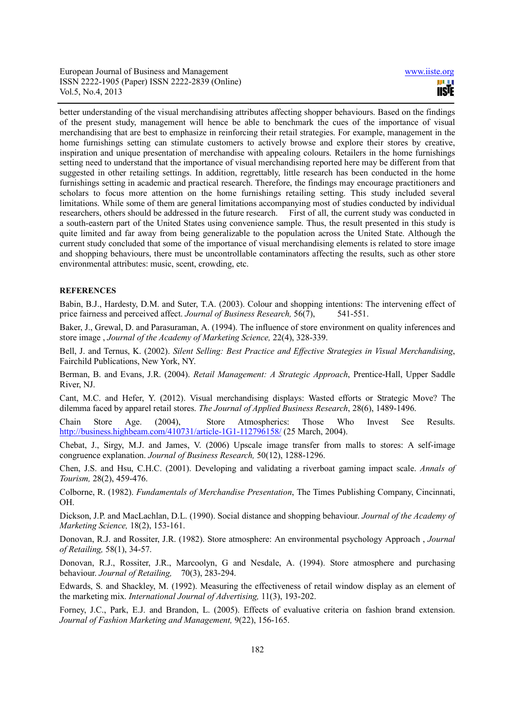better understanding of the visual merchandising attributes affecting shopper behaviours. Based on the findings of the present study, management will hence be able to benchmark the cues of the importance of visual merchandising that are best to emphasize in reinforcing their retail strategies. For example, management in the home furnishings setting can stimulate customers to actively browse and explore their stores by creative, inspiration and unique presentation of merchandise with appealing colours. Retailers in the home furnishings setting need to understand that the importance of visual merchandising reported here may be different from that suggested in other retailing settings. In addition, regrettably, little research has been conducted in the home furnishings setting in academic and practical research. Therefore, the findings may encourage practitioners and scholars to focus more attention on the home furnishings retailing setting. This study included several limitations. While some of them are general limitations accompanying most of studies conducted by individual researchers, others should be addressed in the future research. First of all, the current study was conducted in a south-eastern part of the United States using convenience sample. Thus, the result presented in this study is quite limited and far away from being generalizable to the population across the United State. Although the current study concluded that some of the importance of visual merchandising elements is related to store image and shopping behaviours, there must be uncontrollable contaminators affecting the results, such as other store environmental attributes: music, scent, crowding, etc.

**REFERENCES**

Babin, B.J., Hardesty, D.M. and Suter, T.A. (2003). Colour and shopping intentions: The intervening effect of price fairness and perceived affect. *Journal of Business Research,* 56(7), 541-551.

Baker, J., Grewal, D. and Parasuraman, A. (1994). The influence of store environment on quality inferences and store image , *Journal of the Academy of Marketing Science,* 22(4), 328-339.

Bell, J. and Ternus, K. (2002). *Silent Selling: Best Practice and Effective Strategies in Visual Merchandising*, Fairchild Publications, New York, NY.

Berman, B. and Evans, J.R. (2004). *Retail Management: A Strategic Approach*, Prentice-Hall, Upper Saddle River, NJ.

Cant, M.C. and Hefer, Y. (2012). Visual merchandising displays: Wasted efforts or Strategic Move? The dilemma faced by apparel retail stores. *The Journal of Applied Business Research*, 28(6), 1489-1496.

Chain Store Age. (2004), Store Atmospherics: Those Who Invest See Results. http://business.highbeam.com/410731/article-1G1-112796158/ (25 March, 2004).

Chebat, J., Sirgy, M.J. and James, V. (2006) Upscale image transfer from malls to stores: A self-image congruence explanation. *Journal of Business Research,* 50(12), 1288-1296.

Chen, J.S. and Hsu, C.H.C. (2001). Developing and validating a riverboat gaming impact scale. *Annals of Tourism,* 28(2), 459-476.

Colborne, R. (1982). *Fundamentals of Merchandise Presentation*, The Times Publishing Company, Cincinnati, OH.

Dickson, J.P. and MacLachlan, D.L. (1990). Social distance and shopping behaviour. *Journal of the Academy of Marketing Science,* 18(2), 153-161.

Donovan, R.J. and Rossiter, J.R. (1982). Store atmosphere: An environmental psychology Approach , *Journal of Retailing,* 58(1), 34-57.

Donovan, R.J., Rossiter, J.R., Marcoolyn, G and Nesdale, A. (1994). Store atmosphere and purchasing behaviour. *Journal of Retailing,* 70(3), 283-294.

Edwards, S. and Shackley, M. (1992). Measuring the effectiveness of retail window display as an element of the marketing mix. *International Journal of Advertising,* 11(3), 193-202.

Forney, J.C., Park, E.J. and Brandon, L. (2005). Effects of evaluative criteria on fashion brand extension. *Journal of Fashion Marketing and Management,* 9(22), 156-165.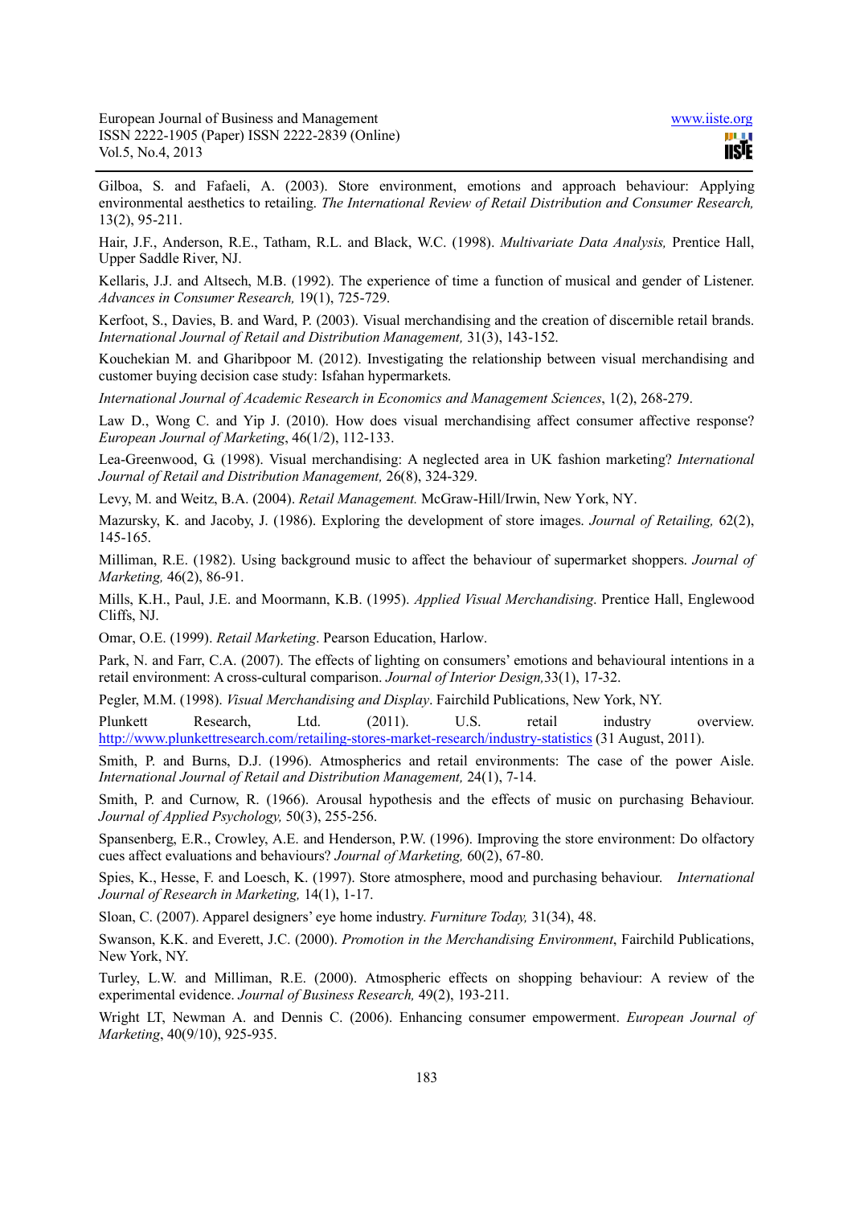Gilboa, S. and Fafaeli, A. (2003). Store environment, emotions and approach behaviour: Applying environmental aesthetics to retailing. *The International Review of Retail Distribution and Consumer Research,* 13(2), 95-211.

Hair, J.F., Anderson, R.E., Tatham, R.L. and Black, W.C. (1998). *Multivariate Data Analysis,* Prentice Hall, Upper Saddle River, NJ.

Kellaris, J.J. and Altsech, M.B. (1992). The experience of time a function of musical and gender of Listener. *Advances in Consumer Research,* 19(1), 725-729.

Kerfoot, S., Davies, B. and Ward, P. (2003). Visual merchandising and the creation of discernible retail brands. *International Journal of Retail and Distribution Management,* 31(3), 143-152.

Kouchekian M. and Gharibpoor M. (2012). Investigating the relationship between visual merchandising and customer buying decision case study: Isfahan hypermarkets.

*International Journal of Academic Research in Economics and Management Sciences*, 1(2), 268-279.

Law D., Wong C. and Yip J. (2010). How does visual merchandising affect consumer affective response? *European Journal of Marketing*, 46(1/2), 112-133.

Lea-Greenwood, G. (1998). Visual merchandising: A neglected area in UK fashion marketing? *International Journal of Retail and Distribution Management,* 26(8), 324-329.

Levy, M. and Weitz, B.A. (2004). *Retail Management.* McGraw-Hill/Irwin, New York, NY.

Mazursky, K. and Jacoby, J. (1986). Exploring the development of store images. *Journal of Retailing,* 62(2), 145-165.

Milliman, R.E. (1982). Using background music to affect the behaviour of supermarket shoppers. *Journal of Marketing,* 46(2), 86-91.

Mills, K.H., Paul, J.E. and Moormann, K.B. (1995). *Applied Visual Merchandising*. Prentice Hall, Englewood Cliffs, NJ.

Omar, O.E. (1999). *Retail Marketing*. Pearson Education, Harlow.

Park, N. and Farr, C.A. (2007). The effects of lighting on consumers' emotions and behavioural intentions in a retail environment: A cross-cultural comparison. *Journal of Interior Design,*33(1), 17-32.

Pegler, M.M. (1998). *Visual Merchandising and Display*. Fairchild Publications, New York, NY.

Plunkett Research, Ltd. (2011). U.S. retail industry overview. http://www.plunkettresearch.com/retailing-stores-market-research/industry-statistics (31 August, 2011).

Smith, P. and Burns, D.J. (1996). Atmospherics and retail environments: The case of the power Aisle. *International Journal of Retail and Distribution Management,* 24(1), 7-14.

Smith, P. and Curnow, R. (1966). Arousal hypothesis and the effects of music on purchasing Behaviour. *Journal of Applied Psychology,* 50(3), 255-256.

Spansenberg, E.R., Crowley, A.E. and Henderson, P.W. (1996). Improving the store environment: Do olfactory cues affect evaluations and behaviours? *Journal of Marketing,* 60(2), 67-80.

Spies, K., Hesse, F. and Loesch, K. (1997). Store atmosphere, mood and purchasing behaviour. *International Journal of Research in Marketing,* 14(1), 1-17.

Sloan, C. (2007). Apparel designers' eye home industry. *Furniture Today,* 31(34), 48.

Swanson, K.K. and Everett, J.C. (2000). *Promotion in the Merchandising Environment*, Fairchild Publications, New York, NY.

Turley, L.W. and Milliman, R.E. (2000). Atmospheric effects on shopping behaviour: A review of the experimental evidence. *Journal of Business Research,* 49(2), 193-211.

Wright LT, Newman A. and Dennis C. (2006). Enhancing consumer empowerment. *European Journal of Marketing*, 40(9/10), 925-935.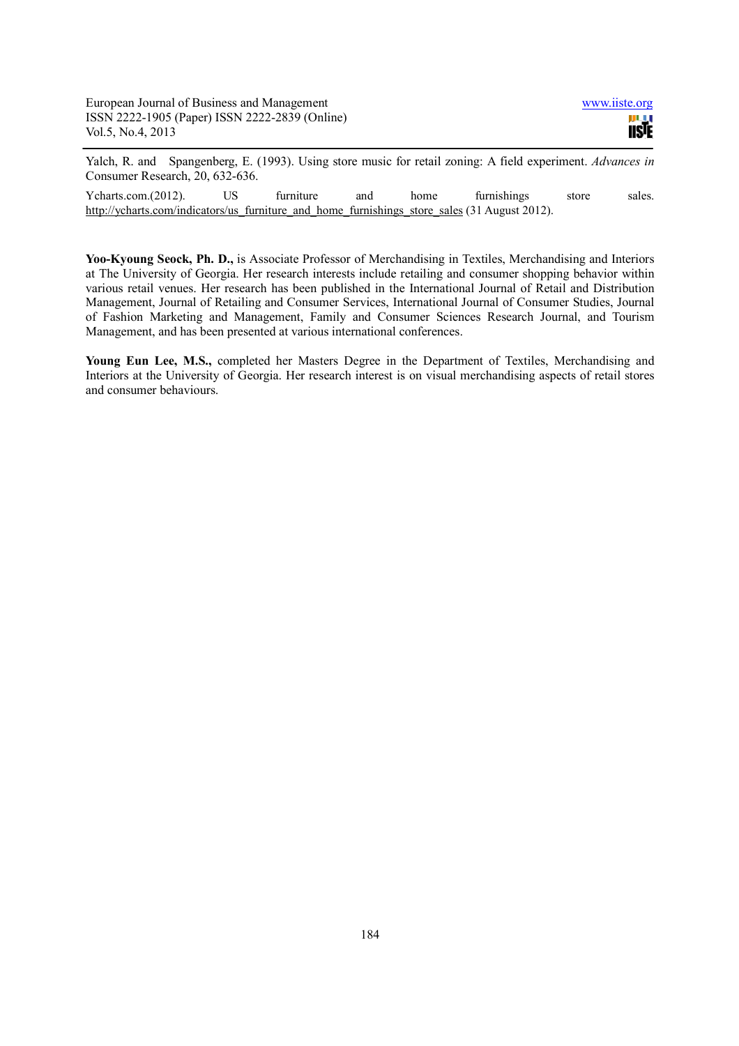Yalch, R. and Spangenberg, E. (1993). Using store music for retail zoning: A field experiment. *Advances in* Consumer Research, 20, 632-636.

Ycharts.com.(2012). US furniture and home furnishings store sales. http://ycharts.com/indicators/us_furniture_and_home_furnishings_store_sales (31 August 2012).

**Yoo-Kyoung Seock, Ph. D.,** is Associate Professor of Merchandising in Textiles, Merchandising and Interiors at The University of Georgia. Her research interests include retailing and consumer shopping behavior within various retail venues. Her research has been published in the International Journal of Retail and Distribution Management, Journal of Retailing and Consumer Services, International Journal of Consumer Studies, Journal of Fashion Marketing and Management, Family and Consumer Sciences Research Journal, and Tourism Management, and has been presented at various international conferences.

**Young Eun Lee, M.S.,** completed her Masters Degree in the Department of Textiles, Merchandising and Interiors at the University of Georgia. Her research interest is on visual merchandising aspects of retail stores and consumer behaviours.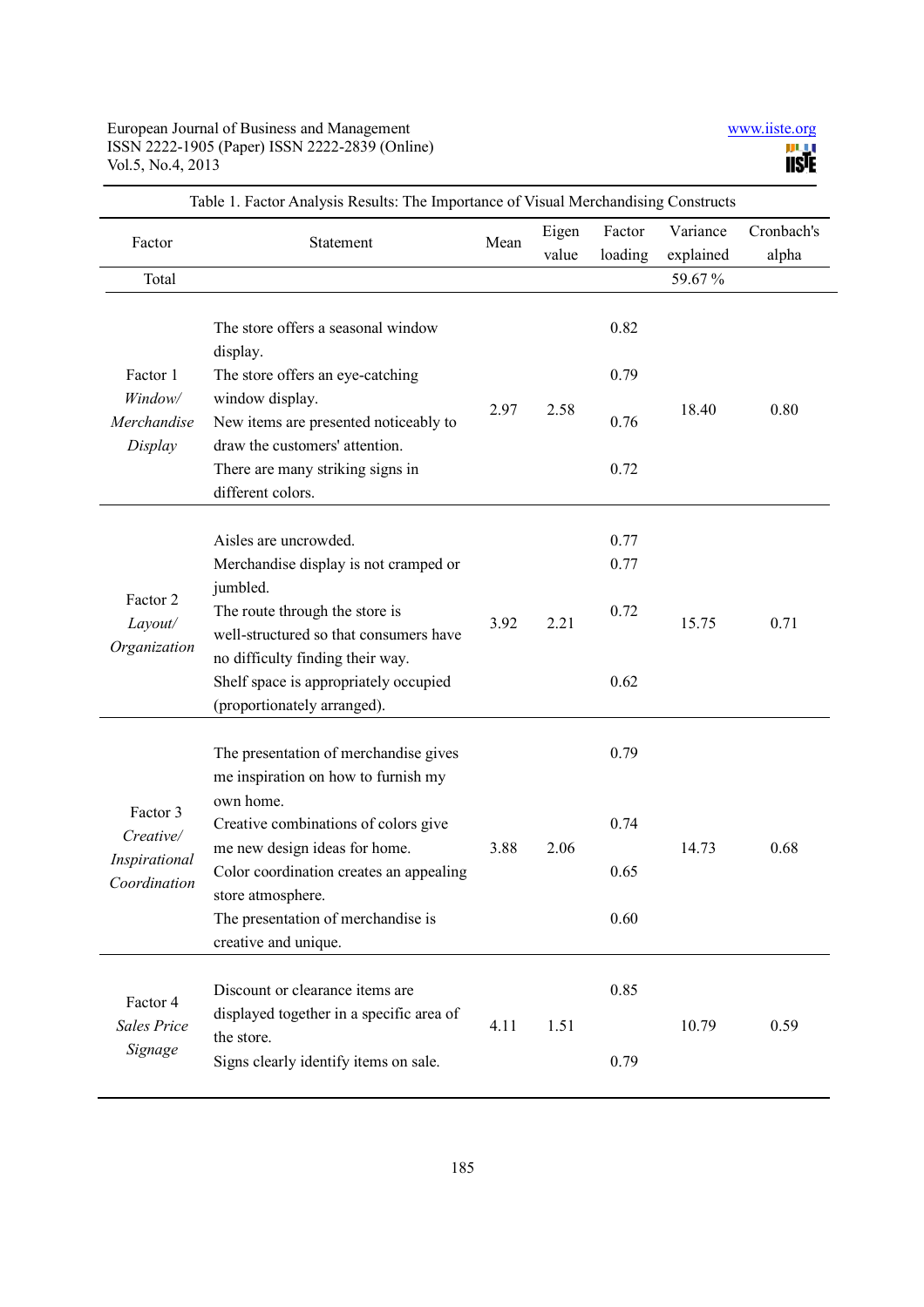Table 1. Factor Analysis Results: The Importance of Visual Merchandising Constructs

| Factor | Statement | Mean | Eigen value | Factor loading | Variance explained | Cronbach's alpha |
|---|---|---|---|---|---|---|
| Total | | | | | 59.67 % | |
| Factor 1 *Window/ Merchandise Display* | The store offers a seasonal window display. | 2.97 | 2.58 | 0.82 | 18.40 | 0.80 |
| | The store offers an eye-catching window display. | | | 0.79 | | |
| | New items are presented noticeably to draw the customers' attention. | | | 0.76 | | |
| | There are many striking signs in different colors. | | | 0.72 | | |
| Factor 2 *Layout/ Organization* | Aisles are uncrowded. | 3.92 | 2.21 | 0.77 | 15.75 | 0.71 |
| | Merchandise display is not cramped or jumbled. | | | 0.77 | | |
| | The route through the store is well-structured so that consumers have no difficulty finding their way. | | | 0.72 | | |
| | Shelf space is appropriately occupied (proportionately arranged). | | | 0.62 | | |
| Factor 3 *Creative/ Inspirational Coordination* | The presentation of merchandise gives me inspiration on how to furnish my own home. | 3.88 | 2.06 | 0.79 | 14.73 | 0.68 |
| | Creative combinations of colors give me new design ideas for home. | | | 0.74 | | |
| | Color coordination creates an appealing store atmosphere. | | | 0.65 | | |
| | The presentation of merchandise is creative and unique. | | | 0.60 | | |
| Factor 4 *Sales Price Signage* | Discount or clearance items are displayed together in a specific area of the store. | 4.11 | 1.51 | 0.85 | 10.79 | 0.59 |
| | Signs clearly identify items on sale. | | | 0.79 | | |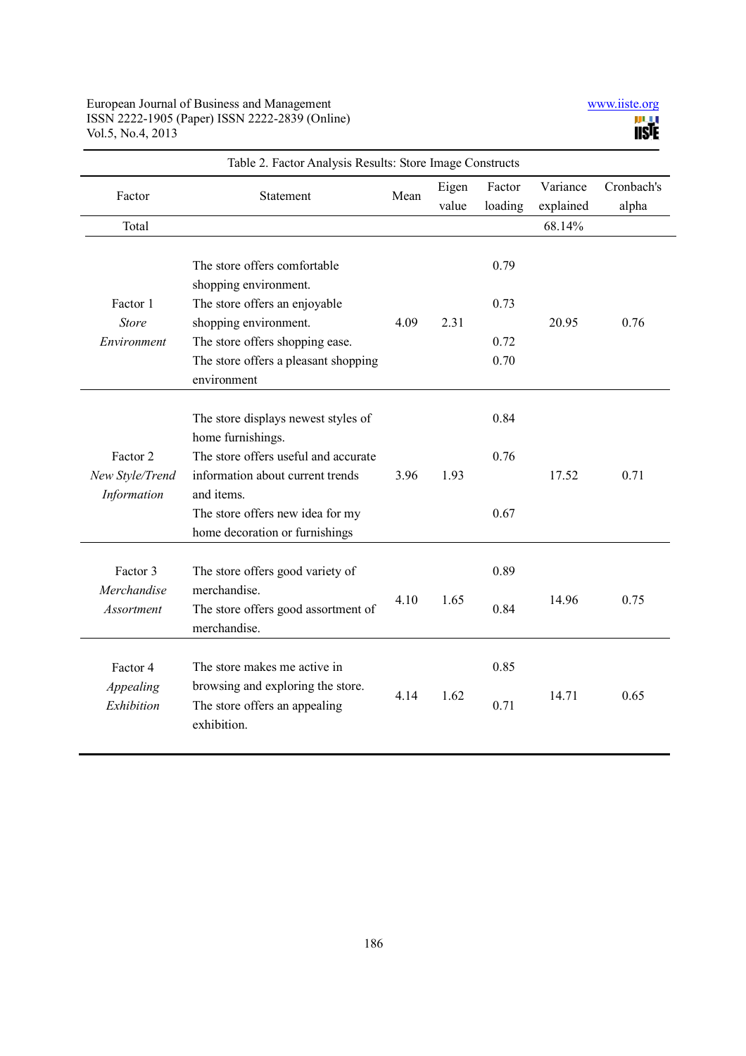Table 2. Factor Analysis Results: Store Image Constructs

| Factor | Statement | Mean | Eigen value | Factor loading | Variance explained | Cronbach's alpha |
|---|---|---|---|---|---|---|
| Total | | | | | 68.14% | |
| Factor 1 *Store Environment* | The store offers comfortable shopping environment. | 4.09 | 2.31 | 0.79 | 20.95 | 0.76 |
| | The store offers an enjoyable shopping environment. | | | 0.73 | | |
| | The store offers shopping ease. | | | 0.72 | | |
| | The store offers a pleasant shopping environment | | | 0.70 | | |
| Factor 2 *New Style/Trend Information* | The store displays newest styles of home furnishings. | 3.96 | 1.93 | 0.84 | 17.52 | 0.71 |
| | The store offers useful and accurate information about current trends and items. | | | 0.76 | | |
| | The store offers new idea for my home decoration or furnishings | | | 0.67 | | |
| Factor 3 *Merchandise Assortment* | The store offers good variety of merchandise. | 4.10 | 1.65 | 0.89 | 14.96 | 0.75 |
| | The store offers good assortment of merchandise. | | | 0.84 | | |
| Factor 4 *Appealing Exhibition* | The store makes me active in browsing and exploring the store. | 4.14 | 1.62 | 0.85 | 14.71 | 0.65 |
| | The store offers an appealing exhibition. | | | 0.71 | | |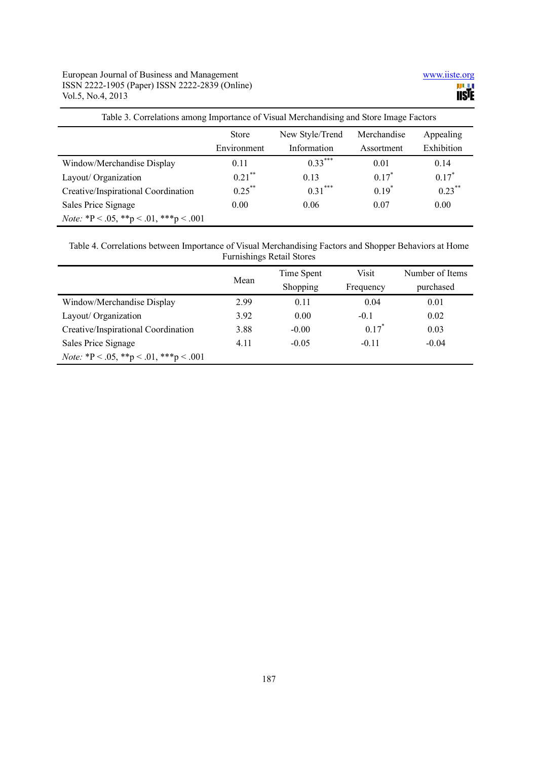Table 3. Correlations among Importance of Visual Merchandising and Store Image Factors

| | Store Environment | New Style/Trend Information | Merchandise Assortment | Appealing Exhibition |
|---|---|---|---|---|
| Window/Merchandise Display | 0.11 | 0.33*** | 0.01 | 0.14 |
| Layout/ Organization | 0.21** | 0.13 | 0.17* | 0.17* |
| Creative/Inspirational Coordination | 0.25** | 0.31*** | 0.19* | 0.23** |
| Sales Price Signage | 0.00 | 0.06 | 0.07 | 0.00 |

*Note:* *P < .05, **p < .01, ***p < .001

Table 4. Correlations between Importance of Visual Merchandising Factors and Shopper Behaviors at Home Furnishings Retail Stores

| | Mean | Time Spent Shopping | Visit Frequency | Number of Items purchased |
|---|---|---|---|---|
| Window/Merchandise Display | 2.99 | 0.11 | 0.04 | 0.01 |
| Layout/ Organization | 3.92 | 0.00 | -0.1 | 0.02 |
| Creative/Inspirational Coordination | 3.88 | -0.00 | 0.17* | 0.03 |
| Sales Price Signage | 4.11 | -0.05 | -0.11 | -0.04 |

*Note:* *P < .05, **p < .01, ***p < .001